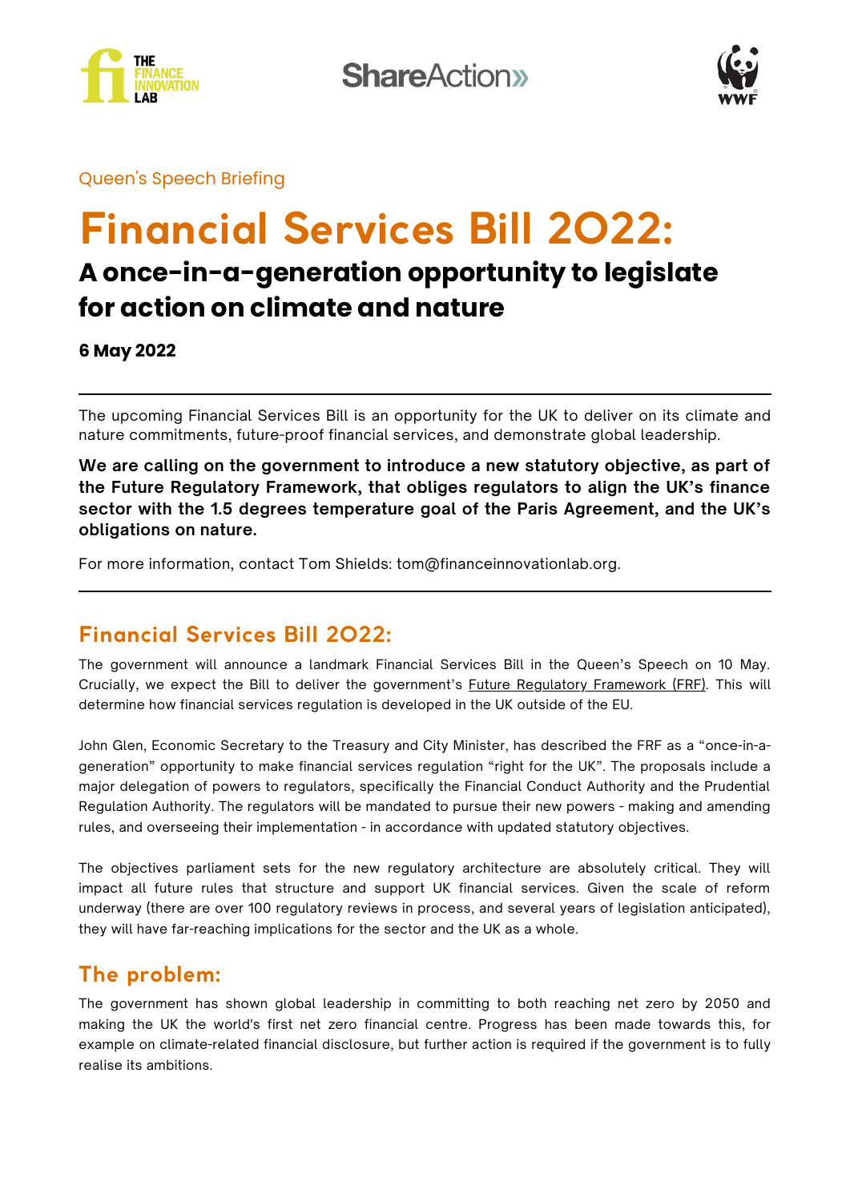Queen's Speech Briefing

# Financial Services Bill 2022:

## A once-in-a-generation opportunity to legislate for action on climate and nature

**6 May 2022**

---

The upcoming Financial Services Bill is an opportunity for the UK to deliver on its climate and nature commitments, future-proof financial services, and demonstrate global leadership.

**We are calling on the government to introduce a new statutory objective, as part of the Future Regulatory Framework, that obliges regulators to align the UK's finance sector with the 1.5 degrees temperature goal of the Paris Agreement, and the UK's obligations on nature.**

For more information, contact Tom Shields: tom@financeinnovationlab.org.

---

## Financial Services Bill 2022:

The government will announce a landmark Financial Services Bill in the Queen's Speech on 10 May. Crucially, we expect the Bill to deliver the government's Future Regulatory Framework (FRF). This will determine how financial services regulation is developed in the UK outside of the EU.

John Glen, Economic Secretary to the Treasury and City Minister, has described the FRF as a "once-in-a-generation" opportunity to make financial services regulation "right for the UK". The proposals include a major delegation of powers to regulators, specifically the Financial Conduct Authority and the Prudential Regulation Authority. The regulators will be mandated to pursue their new powers - making and amending rules, and overseeing their implementation - in accordance with updated statutory objectives.

The objectives parliament sets for the new regulatory architecture are absolutely critical. They will impact all future rules that structure and support UK financial services. Given the scale of reform underway (there are over 100 regulatory reviews in process, and several years of legislation anticipated), they will have far-reaching implications for the sector and the UK as a whole.

## The problem:

The government has shown global leadership in committing to both reaching net zero by 2050 and making the UK the world's first net zero financial centre. Progress has been made towards this, for example on climate-related financial disclosure, but further action is required if the government is to fully realise its ambitions.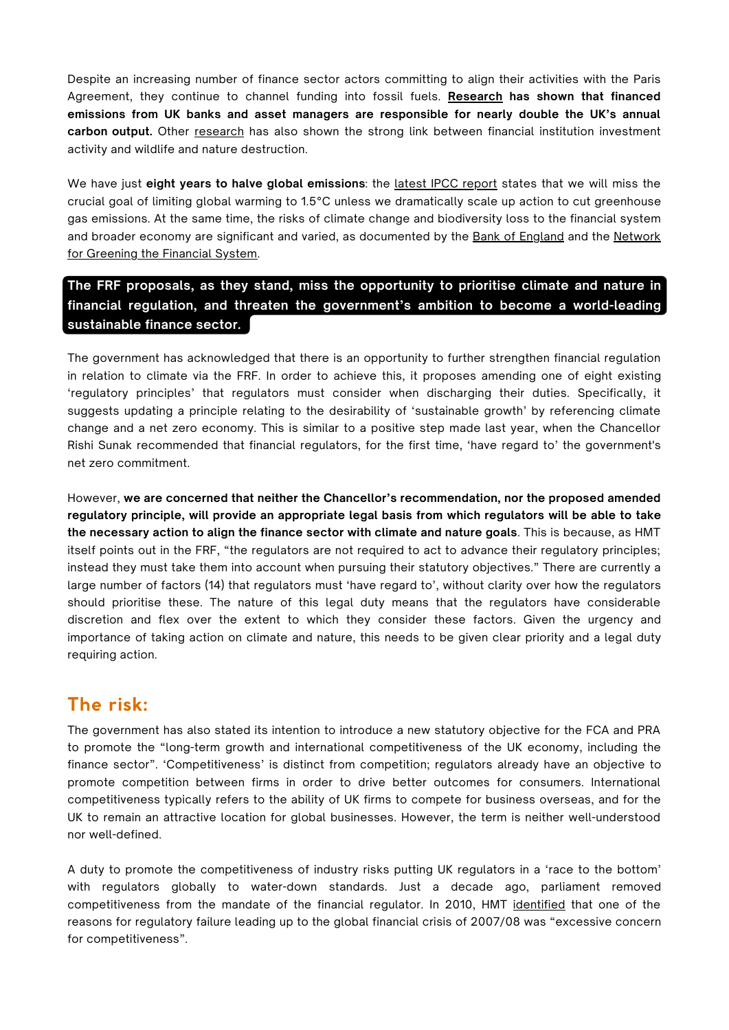Despite an increasing number of finance sector actors committing to align their activities with the Paris Agreement, they continue to channel funding into fossil fuels. **Research has shown that financed emissions from UK banks and asset managers are responsible for nearly double the UK's annual carbon output.** Other research has also shown the strong link between financial institution investment activity and wildlife and nature destruction.

We have just **eight years to halve global emissions**: the latest IPCC report states that we will miss the crucial goal of limiting global warming to 1.5°C unless we dramatically scale up action to cut greenhouse gas emissions. At the same time, the risks of climate change and biodiversity loss to the financial system and broader economy are significant and varied, as documented by the Bank of England and the Network for Greening the Financial System.

**The FRF proposals, as they stand, miss the opportunity to prioritise climate and nature in financial regulation, and threaten the government's ambition to become a world-leading sustainable finance sector.**

The government has acknowledged that there is an opportunity to further strengthen financial regulation in relation to climate via the FRF. In order to achieve this, it proposes amending one of eight existing 'regulatory principles' that regulators must consider when discharging their duties. Specifically, it suggests updating a principle relating to the desirability of 'sustainable growth' by referencing climate change and a net zero economy. This is similar to a positive step made last year, when the Chancellor Rishi Sunak recommended that financial regulators, for the first time, 'have regard to' the government's net zero commitment.

However, **we are concerned that neither the Chancellor's recommendation, nor the proposed amended regulatory principle, will provide an appropriate legal basis from which regulators will be able to take the necessary action to align the finance sector with climate and nature goals**. This is because, as HMT itself points out in the FRF, "the regulators are not required to act to advance their regulatory principles; instead they must take them into account when pursuing their statutory objectives." There are currently a large number of factors (14) that regulators must 'have regard to', without clarity over how the regulators should prioritise these. The nature of this legal duty means that the regulators have considerable discretion and flex over the extent to which they consider these factors. Given the urgency and importance of taking action on climate and nature, this needs to be given clear priority and a legal duty requiring action.

## The risk:

The government has also stated its intention to introduce a new statutory objective for the FCA and PRA to promote the "long-term growth and international competitiveness of the UK economy, including the finance sector". 'Competitiveness' is distinct from competition; regulators already have an objective to promote competition between firms in order to drive better outcomes for consumers. International competitiveness typically refers to the ability of UK firms to compete for business overseas, and for the UK to remain an attractive location for global businesses. However, the term is neither well-understood nor well-defined.

A duty to promote the competitiveness of industry risks putting UK regulators in a 'race to the bottom' with regulators globally to water-down standards. Just a decade ago, parliament removed competitiveness from the mandate of the financial regulator. In 2010, HMT identified that one of the reasons for regulatory failure leading up to the global financial crisis of 2007/08 was "excessive concern for competitiveness".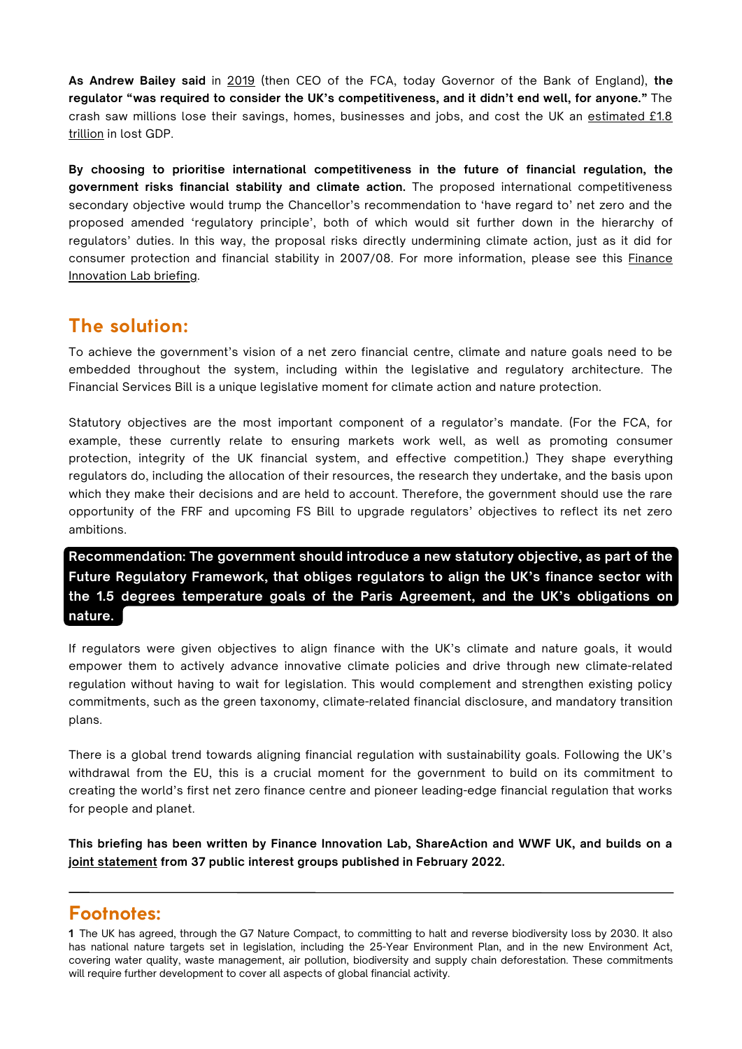**As Andrew Bailey said** in 2019 (then CEO of the FCA, today Governor of the Bank of England), **the regulator "was required to consider the UK's competitiveness, and it didn't end well, for anyone."** The crash saw millions lose their savings, homes, businesses and jobs, and cost the UK an estimated £1.8 trillion in lost GDP.

**By choosing to prioritise international competitiveness in the future of financial regulation, the government risks financial stability and climate action.** The proposed international competitiveness secondary objective would trump the Chancellor's recommendation to 'have regard to' net zero and the proposed amended 'regulatory principle', both of which would sit further down in the hierarchy of regulators' duties. In this way, the proposal risks directly undermining climate action, just as it did for consumer protection and financial stability in 2007/08. For more information, please see this Finance Innovation Lab briefing.

## The solution:

To achieve the government's vision of a net zero financial centre, climate and nature goals need to be embedded throughout the system, including within the legislative and regulatory architecture. The Financial Services Bill is a unique legislative moment for climate action and nature protection.

Statutory objectives are the most important component of a regulator's mandate. (For the FCA, for example, these currently relate to ensuring markets work well, as well as promoting consumer protection, integrity of the UK financial system, and effective competition.) They shape everything regulators do, including the allocation of their resources, the research they undertake, and the basis upon which they make their decisions and are held to account. Therefore, the government should use the rare opportunity of the FRF and upcoming FS Bill to upgrade regulators' objectives to reflect its net zero ambitions.

**Recommendation: The government should introduce a new statutory objective, as part of the Future Regulatory Framework, that obliges regulators to align the UK's finance sector with the 1.5 degrees temperature goals of the Paris Agreement, and the UK's obligations on nature.**

If regulators were given objectives to align finance with the UK's climate and nature goals, it would empower them to actively advance innovative climate policies and drive through new climate-related regulation without having to wait for legislation. This would complement and strengthen existing policy commitments, such as the green taxonomy, climate-related financial disclosure, and mandatory transition plans.

There is a global trend towards aligning financial regulation with sustainability goals. Following the UK's withdrawal from the EU, this is a crucial moment for the government to build on its commitment to creating the world's first net zero finance centre and pioneer leading-edge financial regulation that works for people and planet.

**This briefing has been written by Finance Innovation Lab, ShareAction and WWF UK, and builds on a joint statement from 37 public interest groups published in February 2022.**

---

## Footnotes:

**1** The UK has agreed, through the G7 Nature Compact, to committing to halt and reverse biodiversity loss by 2030. It also has national nature targets set in legislation, including the 25-Year Environment Plan, and in the new Environment Act, covering water quality, waste management, air pollution, biodiversity and supply chain deforestation. These commitments will require further development to cover all aspects of global financial activity.